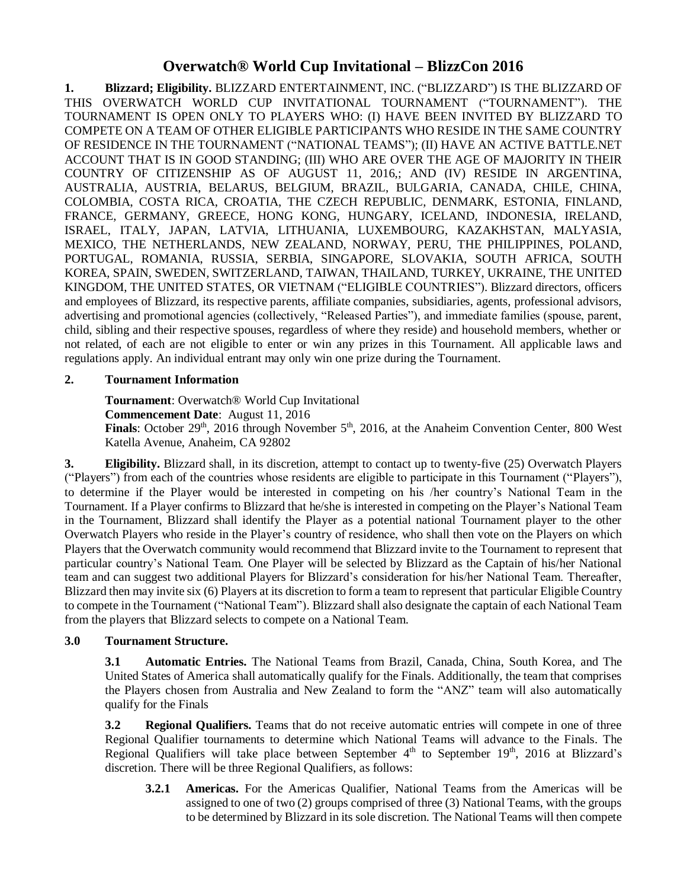# Overwatch® World Cup Invitational – BlizzCon 2016

**1. Blizzard; Eligibility.** BLIZZARD ENTERTAINMENT, INC. ("BLIZZARD") IS THE BLIZZARD OF THIS OVERWATCH WORLD CUP INVITATIONAL TOURNAMENT ("TOURNAMENT"). THE TOURNAMENT IS OPEN ONLY TO PLAYERS WHO: (I) HAVE BEEN INVITED BY BLIZZARD TO COMPETE ON A TEAM OF OTHER ELIGIBLE PARTICIPANTS WHO RESIDE IN THE SAME COUNTRY OF RESIDENCE IN THE TOURNAMENT ("NATIONAL TEAMS"); (II) HAVE AN ACTIVE BATTLE.NET ACCOUNT THAT IS IN GOOD STANDING; (III) WHO ARE OVER THE AGE OF MAJORITY IN THEIR COUNTRY OF CITIZENSHIP AS OF AUGUST 11, 2016,; AND (IV) RESIDE IN ARGENTINA, AUSTRALIA, AUSTRIA, BELARUS, BELGIUM, BRAZIL, BULGARIA, CANADA, CHILE, CHINA, COLOMBIA, COSTA RICA, CROATIA, THE CZECH REPUBLIC, DENMARK, ESTONIA, FINLAND, FRANCE, GERMANY, GREECE, HONG KONG, HUNGARY, ICELAND, INDONESIA, IRELAND, ISRAEL, ITALY, JAPAN, LATVIA, LITHUANIA, LUXEMBOURG, KAZAKHSTAN, MALYASIA, MEXICO, THE NETHERLANDS, NEW ZEALAND, NORWAY, PERU, THE PHILIPPINES, POLAND, PORTUGAL, ROMANIA, RUSSIA, SERBIA, SINGAPORE, SLOVAKIA, SOUTH AFRICA, SOUTH KOREA, SPAIN, SWEDEN, SWITZERLAND, TAIWAN, THAILAND, TURKEY, UKRAINE, THE UNITED KINGDOM, THE UNITED STATES, OR VIETNAM ("ELIGIBLE COUNTRIES"). Blizzard directors, officers and employees of Blizzard, its respective parents, affiliate companies, subsidiaries, agents, professional advisors, advertising and promotional agencies (collectively, "Released Parties"), and immediate families (spouse, parent, child, sibling and their respective spouses, regardless of where they reside) and household members, whether or not related, of each are not eligible to enter or win any prizes in this Tournament. All applicable laws and regulations apply. An individual entrant may only win one prize during the Tournament.

**2. Tournament Information**

**Tournament**: Overwatch® World Cup Invitational
**Commencement Date**: August 11, 2016
**Finals**: October 29th, 2016 through November 5th, 2016, at the Anaheim Convention Center, 800 West Katella Avenue, Anaheim, CA 92802

**3. Eligibility.** Blizzard shall, in its discretion, attempt to contact up to twenty-five (25) Overwatch Players ("Players") from each of the countries whose residents are eligible to participate in this Tournament ("Players"), to determine if the Player would be interested in competing on his /her country's National Team in the Tournament. If a Player confirms to Blizzard that he/she is interested in competing on the Player's National Team in the Tournament, Blizzard shall identify the Player as a potential national Tournament player to the other Overwatch Players who reside in the Player's country of residence, who shall then vote on the Players on which Players that the Overwatch community would recommend that Blizzard invite to the Tournament to represent that particular country's National Team. One Player will be selected by Blizzard as the Captain of his/her National team and can suggest two additional Players for Blizzard's consideration for his/her National Team. Thereafter, Blizzard then may invite six (6) Players at its discretion to form a team to represent that particular Eligible Country to compete in the Tournament ("National Team"). Blizzard shall also designate the captain of each National Team from the players that Blizzard selects to compete on a National Team.

**3.0 Tournament Structure.**

**3.1 Automatic Entries.** The National Teams from Brazil, Canada, China, South Korea, and The United States of America shall automatically qualify for the Finals. Additionally, the team that comprises the Players chosen from Australia and New Zealand to form the "ANZ" team will also automatically qualify for the Finals

**3.2 Regional Qualifiers.** Teams that do not receive automatic entries will compete in one of three Regional Qualifier tournaments to determine which National Teams will advance to the Finals. The Regional Qualifiers will take place between September 4th to September 19th, 2016 at Blizzard's discretion. There will be three Regional Qualifiers, as follows:

**3.2.1 Americas.** For the Americas Qualifier, National Teams from the Americas will be assigned to one of two (2) groups comprised of three (3) National Teams, with the groups to be determined by Blizzard in its sole discretion. The National Teams will then compete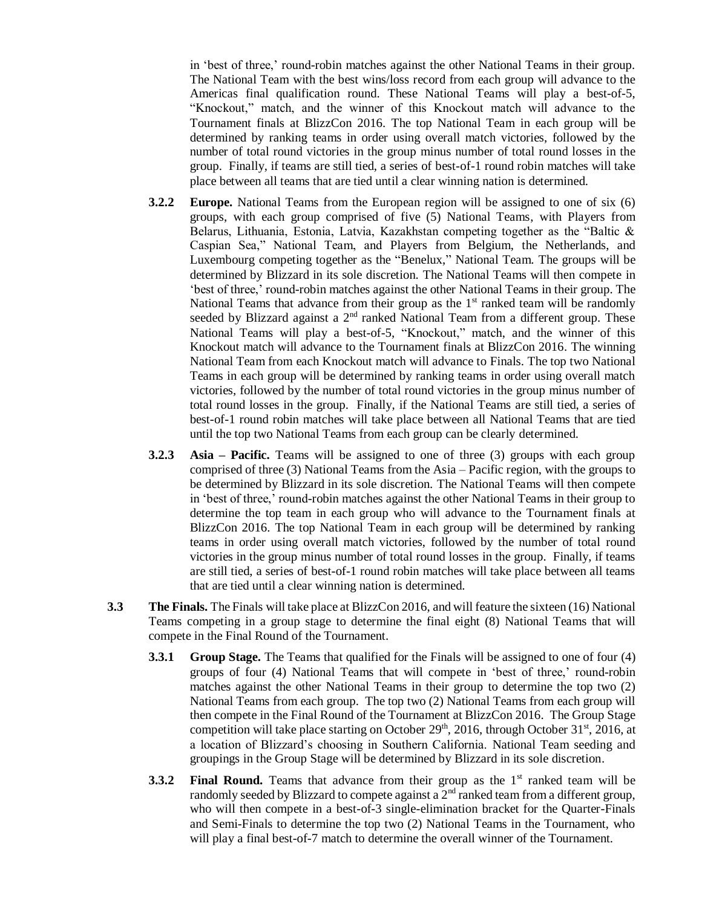in 'best of three,' round-robin matches against the other National Teams in their group. The National Team with the best wins/loss record from each group will advance to the Americas final qualification round. These National Teams will play a best-of-5, "Knockout," match, and the winner of this Knockout match will advance to the Tournament finals at BlizzCon 2016. The top National Team in each group will be determined by ranking teams in order using overall match victories, followed by the number of total round victories in the group minus number of total round losses in the group. Finally, if teams are still tied, a series of best-of-1 round robin matches will take place between all teams that are tied until a clear winning nation is determined.

**3.2.2 Europe.** National Teams from the European region will be assigned to one of six (6) groups, with each group comprised of five (5) National Teams, with Players from Belarus, Lithuania, Estonia, Latvia, Kazakhstan competing together as the "Baltic & Caspian Sea," National Team, and Players from Belgium, the Netherlands, and Luxembourg competing together as the "Benelux," National Team. The groups will be determined by Blizzard in its sole discretion. The National Teams will then compete in 'best of three,' round-robin matches against the other National Teams in their group. The National Teams that advance from their group as the 1st ranked team will be randomly seeded by Blizzard against a 2nd ranked National Team from a different group. These National Teams will play a best-of-5, "Knockout," match, and the winner of this Knockout match will advance to the Tournament finals at BlizzCon 2016. The winning National Team from each Knockout match will advance to Finals. The top two National Teams in each group will be determined by ranking teams in order using overall match victories, followed by the number of total round victories in the group minus number of total round losses in the group. Finally, if the National Teams are still tied, a series of best-of-1 round robin matches will take place between all National Teams that are tied until the top two National Teams from each group can be clearly determined.

**3.2.3 Asia – Pacific.** Teams will be assigned to one of three (3) groups with each group comprised of three (3) National Teams from the Asia – Pacific region, with the groups to be determined by Blizzard in its sole discretion. The National Teams will then compete in 'best of three,' round-robin matches against the other National Teams in their group to determine the top team in each group who will advance to the Tournament finals at BlizzCon 2016. The top National Team in each group will be determined by ranking teams in order using overall match victories, followed by the number of total round victories in the group minus number of total round losses in the group. Finally, if teams are still tied, a series of best-of-1 round robin matches will take place between all teams that are tied until a clear winning nation is determined.

**3.3 The Finals.** The Finals will take place at BlizzCon 2016, and will feature the sixteen (16) National Teams competing in a group stage to determine the final eight (8) National Teams that will compete in the Final Round of the Tournament.

**3.3.1 Group Stage.** The Teams that qualified for the Finals will be assigned to one of four (4) groups of four (4) National Teams that will compete in 'best of three,' round-robin matches against the other National Teams in their group to determine the top two (2) National Teams from each group. The top two (2) National Teams from each group will then compete in the Final Round of the Tournament at BlizzCon 2016. The Group Stage competition will take place starting on October 29th, 2016, through October 31st, 2016, at a location of Blizzard's choosing in Southern California. National Team seeding and groupings in the Group Stage will be determined by Blizzard in its sole discretion.

**3.3.2 Final Round.** Teams that advance from their group as the 1st ranked team will be randomly seeded by Blizzard to compete against a 2nd ranked team from a different group, who will then compete in a best-of-3 single-elimination bracket for the Quarter-Finals and Semi-Finals to determine the top two (2) National Teams in the Tournament, who will play a final best-of-7 match to determine the overall winner of the Tournament.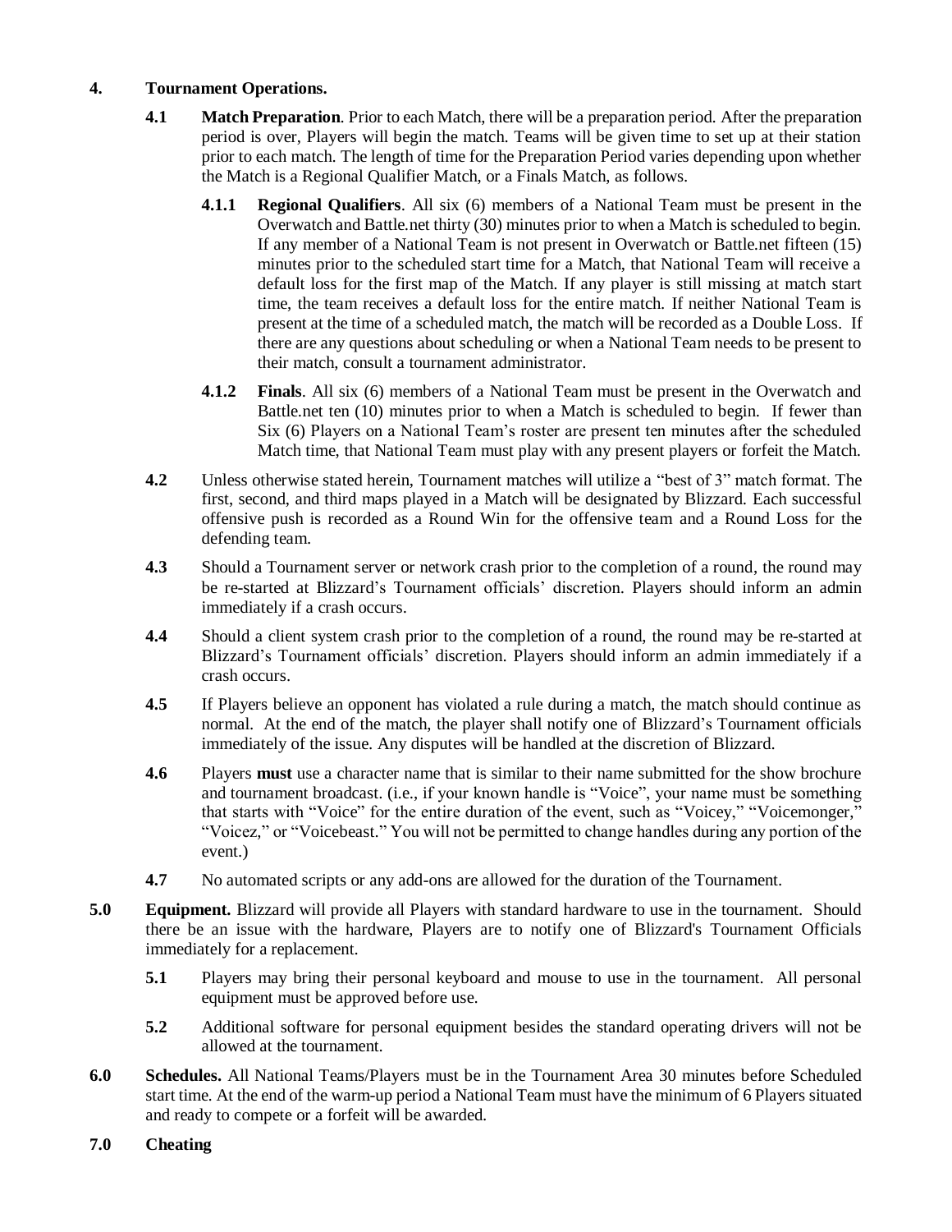**4. Tournament Operations.**

**4.1 Match Preparation**. Prior to each Match, there will be a preparation period. After the preparation period is over, Players will begin the match. Teams will be given time to set up at their station prior to each match. The length of time for the Preparation Period varies depending upon whether the Match is a Regional Qualifier Match, or a Finals Match, as follows.

**4.1.1 Regional Qualifiers**. All six (6) members of a National Team must be present in the Overwatch and Battle.net thirty (30) minutes prior to when a Match is scheduled to begin. If any member of a National Team is not present in Overwatch or Battle.net fifteen (15) minutes prior to the scheduled start time for a Match, that National Team will receive a default loss for the first map of the Match. If any player is still missing at match start time, the team receives a default loss for the entire match. If neither National Team is present at the time of a scheduled match, the match will be recorded as a Double Loss. If there are any questions about scheduling or when a National Team needs to be present to their match, consult a tournament administrator.

**4.1.2 Finals**. All six (6) members of a National Team must be present in the Overwatch and Battle.net ten (10) minutes prior to when a Match is scheduled to begin. If fewer than Six (6) Players on a National Team's roster are present ten minutes after the scheduled Match time, that National Team must play with any present players or forfeit the Match.

**4.2** Unless otherwise stated herein, Tournament matches will utilize a "best of 3" match format. The first, second, and third maps played in a Match will be designated by Blizzard. Each successful offensive push is recorded as a Round Win for the offensive team and a Round Loss for the defending team.

**4.3** Should a Tournament server or network crash prior to the completion of a round, the round may be re-started at Blizzard's Tournament officials' discretion. Players should inform an admin immediately if a crash occurs.

**4.4** Should a client system crash prior to the completion of a round, the round may be re-started at Blizzard's Tournament officials' discretion. Players should inform an admin immediately if a crash occurs.

**4.5** If Players believe an opponent has violated a rule during a match, the match should continue as normal. At the end of the match, the player shall notify one of Blizzard's Tournament officials immediately of the issue. Any disputes will be handled at the discretion of Blizzard.

**4.6** Players **must** use a character name that is similar to their name submitted for the show brochure and tournament broadcast. (i.e., if your known handle is "Voice", your name must be something that starts with "Voice" for the entire duration of the event, such as "Voicey," "Voicemonger," "Voicez," or "Voicebeast." You will not be permitted to change handles during any portion of the event.)

**4.7** No automated scripts or any add-ons are allowed for the duration of the Tournament.

**5.0 Equipment.** Blizzard will provide all Players with standard hardware to use in the tournament. Should there be an issue with the hardware, Players are to notify one of Blizzard's Tournament Officials immediately for a replacement.

**5.1** Players may bring their personal keyboard and mouse to use in the tournament. All personal equipment must be approved before use.

**5.2** Additional software for personal equipment besides the standard operating drivers will not be allowed at the tournament.

**6.0 Schedules.** All National Teams/Players must be in the Tournament Area 30 minutes before Scheduled start time. At the end of the warm-up period a National Team must have the minimum of 6 Players situated and ready to compete or a forfeit will be awarded.

**7.0 Cheating**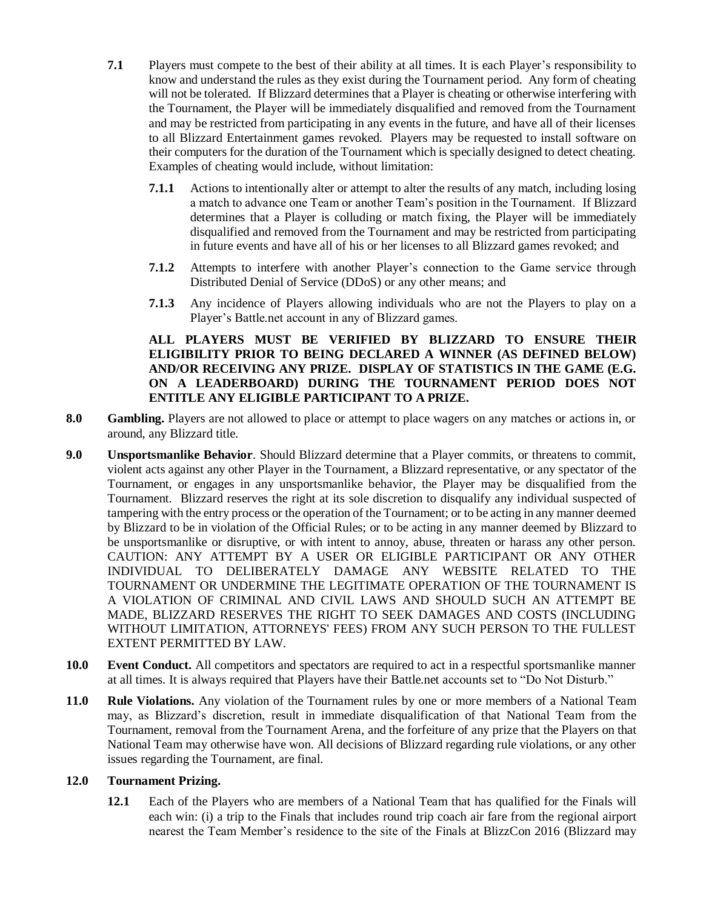**7.1** Players must compete to the best of their ability at all times. It is each Player's responsibility to know and understand the rules as they exist during the Tournament period. Any form of cheating will not be tolerated. If Blizzard determines that a Player is cheating or otherwise interfering with the Tournament, the Player will be immediately disqualified and removed from the Tournament and may be restricted from participating in any events in the future, and have all of their licenses to all Blizzard Entertainment games revoked. Players may be requested to install software on their computers for the duration of the Tournament which is specially designed to detect cheating. Examples of cheating would include, without limitation:

**7.1.1** Actions to intentionally alter or attempt to alter the results of any match, including losing a match to advance one Team or another Team's position in the Tournament. If Blizzard determines that a Player is colluding or match fixing, the Player will be immediately disqualified and removed from the Tournament and may be restricted from participating in future events and have all of his or her licenses to all Blizzard games revoked; and

**7.1.2** Attempts to interfere with another Player's connection to the Game service through Distributed Denial of Service (DDoS) or any other means; and

**7.1.3** Any incidence of Players allowing individuals who are not the Players to play on a Player's Battle.net account in any of Blizzard games.

**ALL PLAYERS MUST BE VERIFIED BY BLIZZARD TO ENSURE THEIR ELIGIBILITY PRIOR TO BEING DECLARED A WINNER (AS DEFINED BELOW) AND/OR RECEIVING ANY PRIZE. DISPLAY OF STATISTICS IN THE GAME (E.G. ON A LEADERBOARD) DURING THE TOURNAMENT PERIOD DOES NOT ENTITLE ANY ELIGIBLE PARTICIPANT TO A PRIZE.**

**8.0 Gambling.** Players are not allowed to place or attempt to place wagers on any matches or actions in, or around, any Blizzard title.

**9.0 Unsportsmanlike Behavior**. Should Blizzard determine that a Player commits, or threatens to commit, violent acts against any other Player in the Tournament, a Blizzard representative, or any spectator of the Tournament, or engages in any unsportsmanlike behavior, the Player may be disqualified from the Tournament. Blizzard reserves the right at its sole discretion to disqualify any individual suspected of tampering with the entry process or the operation of the Tournament; or to be acting in any manner deemed by Blizzard to be in violation of the Official Rules; or to be acting in any manner deemed by Blizzard to be unsportsmanlike or disruptive, or with intent to annoy, abuse, threaten or harass any other person. CAUTION: ANY ATTEMPT BY A USER OR ELIGIBLE PARTICIPANT OR ANY OTHER INDIVIDUAL TO DELIBERATELY DAMAGE ANY WEBSITE RELATED TO THE TOURNAMENT OR UNDERMINE THE LEGITIMATE OPERATION OF THE TOURNAMENT IS A VIOLATION OF CRIMINAL AND CIVIL LAWS AND SHOULD SUCH AN ATTEMPT BE MADE, BLIZZARD RESERVES THE RIGHT TO SEEK DAMAGES AND COSTS (INCLUDING WITHOUT LIMITATION, ATTORNEYS' FEES) FROM ANY SUCH PERSON TO THE FULLEST EXTENT PERMITTED BY LAW.

**10.0 Event Conduct.** All competitors and spectators are required to act in a respectful sportsmanlike manner at all times. It is always required that Players have their Battle.net accounts set to "Do Not Disturb."

**11.0 Rule Violations.** Any violation of the Tournament rules by one or more members of a National Team may, as Blizzard's discretion, result in immediate disqualification of that National Team from the Tournament, removal from the Tournament Arena, and the forfeiture of any prize that the Players on that National Team may otherwise have won. All decisions of Blizzard regarding rule violations, or any other issues regarding the Tournament, are final.

**12.0 Tournament Prizing.**

**12.1** Each of the Players who are members of a National Team that has qualified for the Finals will each win: (i) a trip to the Finals that includes round trip coach air fare from the regional airport nearest the Team Member's residence to the site of the Finals at BlizzCon 2016 (Blizzard may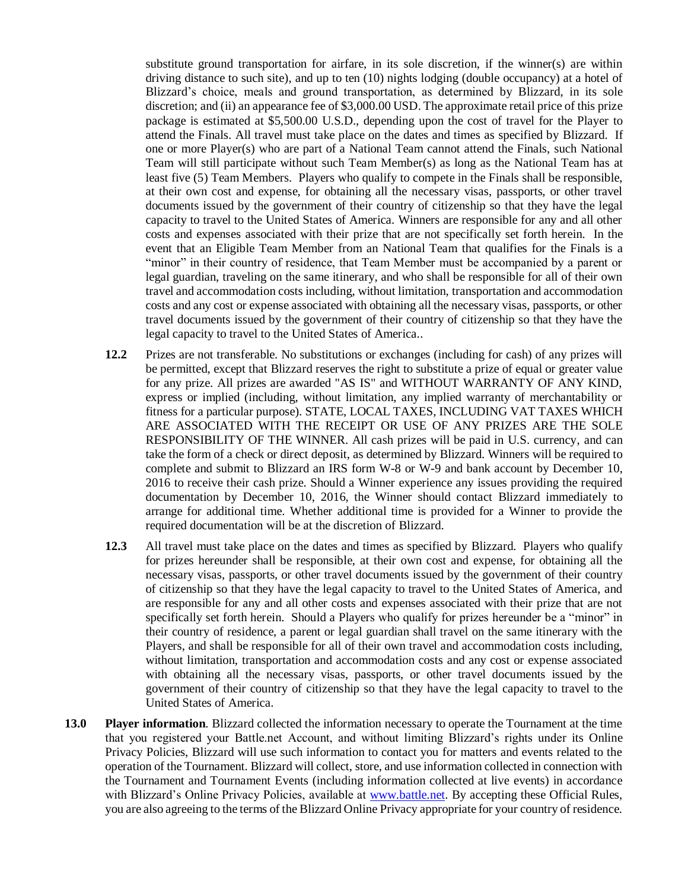substitute ground transportation for airfare, in its sole discretion, if the winner(s) are within driving distance to such site), and up to ten (10) nights lodging (double occupancy) at a hotel of Blizzard's choice, meals and ground transportation, as determined by Blizzard, in its sole discretion; and (ii) an appearance fee of $3,000.00 USD. The approximate retail price of this prize package is estimated at $5,500.00 U.S.D., depending upon the cost of travel for the Player to attend the Finals. All travel must take place on the dates and times as specified by Blizzard. If one or more Player(s) who are part of a National Team cannot attend the Finals, such National Team will still participate without such Team Member(s) as long as the National Team has at least five (5) Team Members. Players who qualify to compete in the Finals shall be responsible, at their own cost and expense, for obtaining all the necessary visas, passports, or other travel documents issued by the government of their country of citizenship so that they have the legal capacity to travel to the United States of America. Winners are responsible for any and all other costs and expenses associated with their prize that are not specifically set forth herein. In the event that an Eligible Team Member from an National Team that qualifies for the Finals is a "minor" in their country of residence, that Team Member must be accompanied by a parent or legal guardian, traveling on the same itinerary, and who shall be responsible for all of their own travel and accommodation costs including, without limitation, transportation and accommodation costs and any cost or expense associated with obtaining all the necessary visas, passports, or other travel documents issued by the government of their country of citizenship so that they have the legal capacity to travel to the United States of America..

**12.2** Prizes are not transferable. No substitutions or exchanges (including for cash) of any prizes will be permitted, except that Blizzard reserves the right to substitute a prize of equal or greater value for any prize. All prizes are awarded "AS IS" and WITHOUT WARRANTY OF ANY KIND, express or implied (including, without limitation, any implied warranty of merchantability or fitness for a particular purpose). STATE, LOCAL TAXES, INCLUDING VAT TAXES WHICH ARE ASSOCIATED WITH THE RECEIPT OR USE OF ANY PRIZES ARE THE SOLE RESPONSIBILITY OF THE WINNER. All cash prizes will be paid in U.S. currency, and can take the form of a check or direct deposit, as determined by Blizzard. Winners will be required to complete and submit to Blizzard an IRS form W-8 or W-9 and bank account by December 10, 2016 to receive their cash prize. Should a Winner experience any issues providing the required documentation by December 10, 2016, the Winner should contact Blizzard immediately to arrange for additional time. Whether additional time is provided for a Winner to provide the required documentation will be at the discretion of Blizzard.

**12.3** All travel must take place on the dates and times as specified by Blizzard. Players who qualify for prizes hereunder shall be responsible, at their own cost and expense, for obtaining all the necessary visas, passports, or other travel documents issued by the government of their country of citizenship so that they have the legal capacity to travel to the United States of America, and are responsible for any and all other costs and expenses associated with their prize that are not specifically set forth herein. Should a Players who qualify for prizes hereunder be a "minor" in their country of residence, a parent or legal guardian shall travel on the same itinerary with the Players, and shall be responsible for all of their own travel and accommodation costs including, without limitation, transportation and accommodation costs and any cost or expense associated with obtaining all the necessary visas, passports, or other travel documents issued by the government of their country of citizenship so that they have the legal capacity to travel to the United States of America.

**13.0 Player information**. Blizzard collected the information necessary to operate the Tournament at the time that you registered your Battle.net Account, and without limiting Blizzard's rights under its Online Privacy Policies, Blizzard will use such information to contact you for matters and events related to the operation of the Tournament. Blizzard will collect, store, and use information collected in connection with the Tournament and Tournament Events (including information collected at live events) in accordance with Blizzard's Online Privacy Policies, available at www.battle.net. By accepting these Official Rules, you are also agreeing to the terms of the Blizzard Online Privacy appropriate for your country of residence.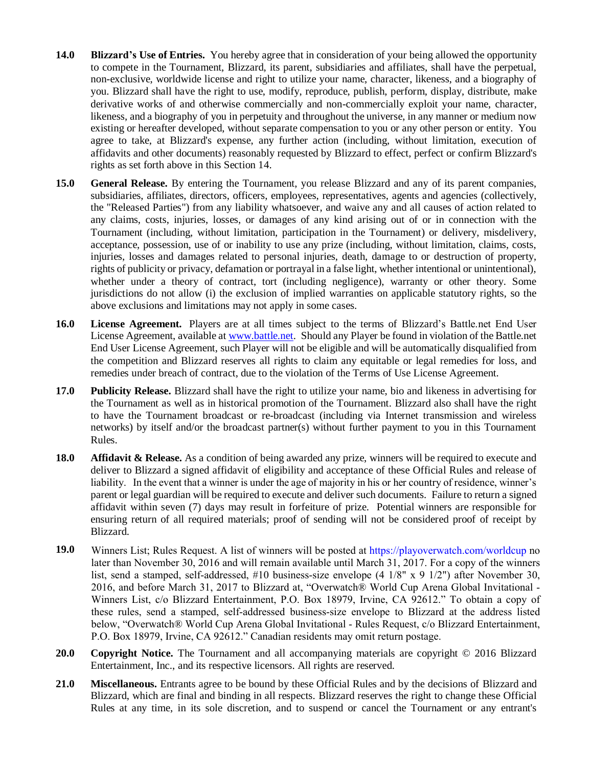**14.0** **Blizzard's Use of Entries.** You hereby agree that in consideration of your being allowed the opportunity to compete in the Tournament, Blizzard, its parent, subsidiaries and affiliates, shall have the perpetual, non-exclusive, worldwide license and right to utilize your name, character, likeness, and a biography of you. Blizzard shall have the right to use, modify, reproduce, publish, perform, display, distribute, make derivative works of and otherwise commercially and non-commercially exploit your name, character, likeness, and a biography of you in perpetuity and throughout the universe, in any manner or medium now existing or hereafter developed, without separate compensation to you or any other person or entity. You agree to take, at Blizzard's expense, any further action (including, without limitation, execution of affidavits and other documents) reasonably requested by Blizzard to effect, perfect or confirm Blizzard's rights as set forth above in this Section 14.

**15.0** **General Release.** By entering the Tournament, you release Blizzard and any of its parent companies, subsidiaries, affiliates, directors, officers, employees, representatives, agents and agencies (collectively, the "Released Parties") from any liability whatsoever, and waive any and all causes of action related to any claims, costs, injuries, losses, or damages of any kind arising out of or in connection with the Tournament (including, without limitation, participation in the Tournament) or delivery, misdelivery, acceptance, possession, use of or inability to use any prize (including, without limitation, claims, costs, injuries, losses and damages related to personal injuries, death, damage to or destruction of property, rights of publicity or privacy, defamation or portrayal in a false light, whether intentional or unintentional), whether under a theory of contract, tort (including negligence), warranty or other theory. Some jurisdictions do not allow (i) the exclusion of implied warranties on applicable statutory rights, so the above exclusions and limitations may not apply in some cases.

**16.0** **License Agreement.** Players are at all times subject to the terms of Blizzard's Battle.net End User License Agreement, available at www.battle.net. Should any Player be found in violation of the Battle.net End User License Agreement, such Player will not be eligible and will be automatically disqualified from the competition and Blizzard reserves all rights to claim any equitable or legal remedies for loss, and remedies under breach of contract, due to the violation of the Terms of Use License Agreement.

**17.0** **Publicity Release.** Blizzard shall have the right to utilize your name, bio and likeness in advertising for the Tournament as well as in historical promotion of the Tournament. Blizzard also shall have the right to have the Tournament broadcast or re-broadcast (including via Internet transmission and wireless networks) by itself and/or the broadcast partner(s) without further payment to you in this Tournament Rules.

**18.0** **Affidavit & Release.** As a condition of being awarded any prize, winners will be required to execute and deliver to Blizzard a signed affidavit of eligibility and acceptance of these Official Rules and release of liability. In the event that a winner is under the age of majority in his or her country of residence, winner's parent or legal guardian will be required to execute and deliver such documents. Failure to return a signed affidavit within seven (7) days may result in forfeiture of prize. Potential winners are responsible for ensuring return of all required materials; proof of sending will not be considered proof of receipt by Blizzard.

**19.0** Winners List; Rules Request. A list of winners will be posted at https://playoverwatch.com/worldcup no later than November 30, 2016 and will remain available until March 31, 2017. For a copy of the winners list, send a stamped, self-addressed, #10 business-size envelope (4 1/8" x 9 1/2") after November 30, 2016, and before March 31, 2017 to Blizzard at, "Overwatch® World Cup Arena Global Invitational - Winners List, c/o Blizzard Entertainment, P.O. Box 18979, Irvine, CA 92612." To obtain a copy of these rules, send a stamped, self-addressed business-size envelope to Blizzard at the address listed below, "Overwatch® World Cup Arena Global Invitational - Rules Request, c/o Blizzard Entertainment, P.O. Box 18979, Irvine, CA 92612." Canadian residents may omit return postage.

**20.0** **Copyright Notice.** The Tournament and all accompanying materials are copyright © 2016 Blizzard Entertainment, Inc., and its respective licensors. All rights are reserved.

**21.0** **Miscellaneous.** Entrants agree to be bound by these Official Rules and by the decisions of Blizzard and Blizzard, which are final and binding in all respects. Blizzard reserves the right to change these Official Rules at any time, in its sole discretion, and to suspend or cancel the Tournament or any entrant's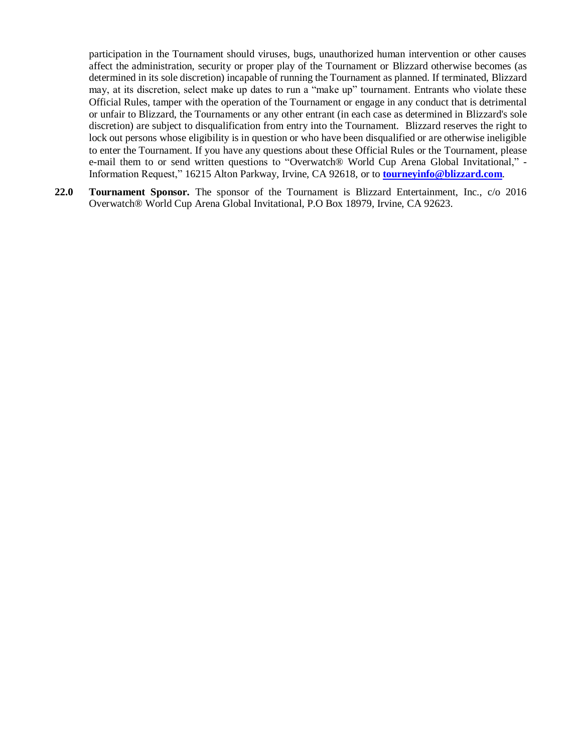participation in the Tournament should viruses, bugs, unauthorized human intervention or other causes affect the administration, security or proper play of the Tournament or Blizzard otherwise becomes (as determined in its sole discretion) incapable of running the Tournament as planned. If terminated, Blizzard may, at its discretion, select make up dates to run a "make up" tournament. Entrants who violate these Official Rules, tamper with the operation of the Tournament or engage in any conduct that is detrimental or unfair to Blizzard, the Tournaments or any other entrant (in each case as determined in Blizzard's sole discretion) are subject to disqualification from entry into the Tournament. Blizzard reserves the right to lock out persons whose eligibility is in question or who have been disqualified or are otherwise ineligible to enter the Tournament. If you have any questions about these Official Rules or the Tournament, please e-mail them to or send written questions to "Overwatch® World Cup Arena Global Invitational," - Information Request," 16215 Alton Parkway, Irvine, CA 92618, or to **tourneyinfo@blizzard.com**.

**22.0 Tournament Sponsor.** The sponsor of the Tournament is Blizzard Entertainment, Inc., c/o 2016 Overwatch® World Cup Arena Global Invitational, P.O Box 18979, Irvine, CA 92623.